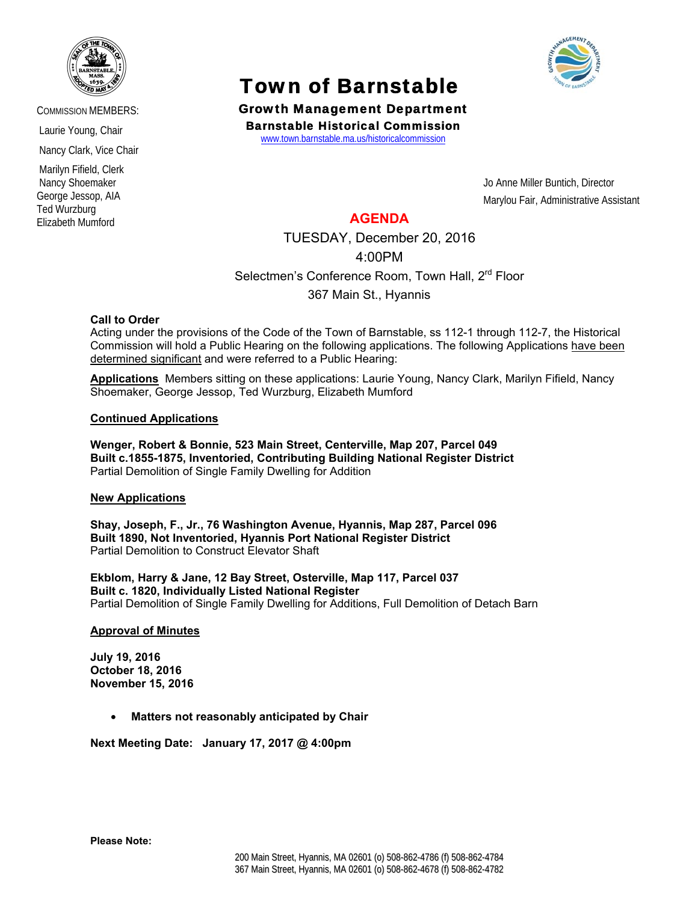COMMISSION MEMBERS:

Laurie Young, Chair

Nancy Clark, Vice Chair

Marilyn Fifield, Clerk

Nancy Shoemaker

George Jessop, AIA

Ted Wurzburg

Elizabeth Mumford

# Town of Barnstable

## Growth Management Department

### Barnstable Historical Commission

www.town.barnstable.ma.us/historicalcommission

Jo Anne Miller Buntich, Director

Marylou Fair, Administrative Assistant

## AGENDA

TUESDAY, December 20, 2016

4:00PM

Selectmen's Conference Room, Town Hall, 2rd Floor

367 Main St., Hyannis

**Call to Order**

Acting under the provisions of the Code of the Town of Barnstable, ss 112-1 through 112-7, the Historical Commission will hold a Public Hearing on the following applications. The following Applications have been determined significant and were referred to a Public Hearing:

**Applications** Members sitting on these applications: Laurie Young, Nancy Clark, Marilyn Fifield, Nancy Shoemaker, George Jessop, Ted Wurzburg, Elizabeth Mumford

**Continued Applications**

**Wenger, Robert & Bonnie, 523 Main Street, Centerville, Map 207, Parcel 049**
**Built c.1855-1875, Inventoried, Contributing Building National Register District**
Partial Demolition of Single Family Dwelling for Addition

**New Applications**

**Shay, Joseph, F., Jr., 76 Washington Avenue, Hyannis, Map 287, Parcel 096**
**Built 1890, Not Inventoried, Hyannis Port National Register District**
Partial Demolition to Construct Elevator Shaft

**Ekblom, Harry & Jane, 12 Bay Street, Osterville, Map 117, Parcel 037**
**Built c. 1820, Individually Listed National Register**
Partial Demolition of Single Family Dwelling for Additions, Full Demolition of Detach Barn

**Approval of Minutes**

**July 19, 2016**
**October 18, 2016**
**November 15, 2016**

- **Matters not reasonably anticipated by Chair**

**Next Meeting Date: January 17, 2017 @ 4:00pm**

**Please Note:**

200 Main Street, Hyannis, MA 02601 (o) 508-862-4786 (f) 508-862-4784
367 Main Street, Hyannis, MA 02601 (o) 508-862-4678 (f) 508-862-4782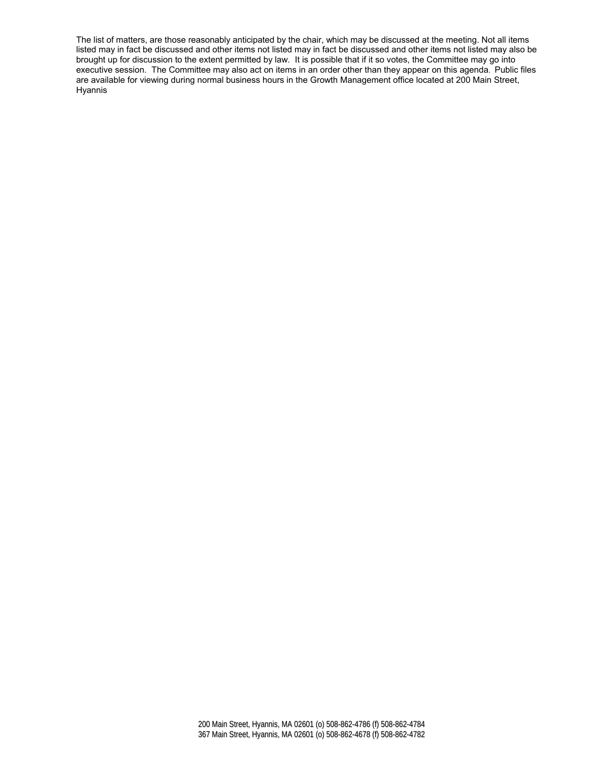The list of matters, are those reasonably anticipated by the chair, which may be discussed at the meeting. Not all items listed may in fact be discussed and other items not listed may in fact be discussed and other items not listed may also be brought up for discussion to the extent permitted by law. It is possible that if it so votes, the Committee may go into executive session. The Committee may also act on items in an order other than they appear on this agenda. Public files are available for viewing during normal business hours in the Growth Management office located at 200 Main Street, Hyannis

200 Main Street, Hyannis, MA 02601 (o) 508-862-4786 (f) 508-862-4784
367 Main Street, Hyannis, MA 02601 (o) 508-862-4678 (f) 508-862-4782